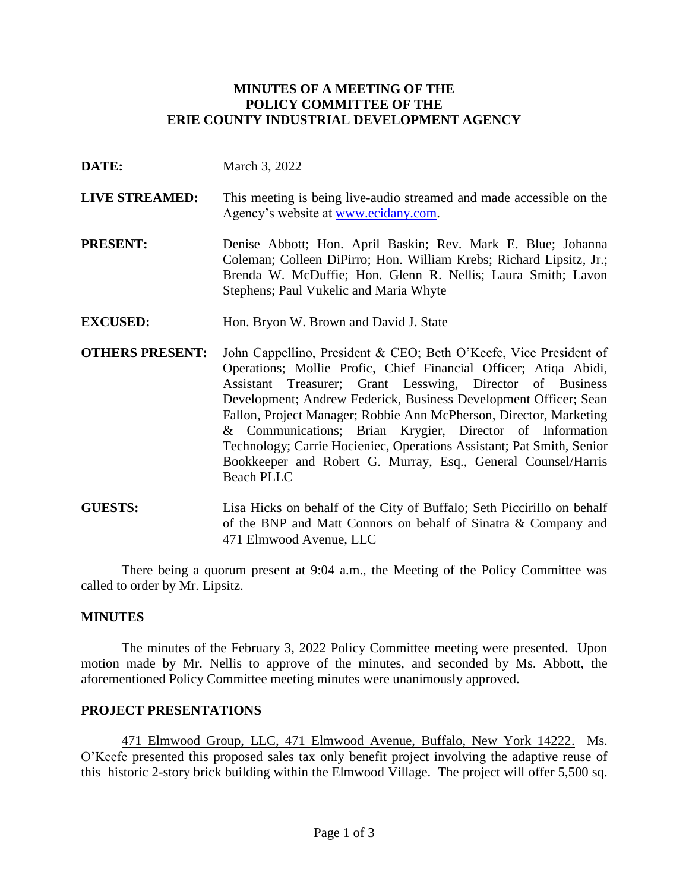**MINUTES OF A MEETING OF THE**
**POLICY COMMITTEE OF THE**
**ERIE COUNTY INDUSTRIAL DEVELOPMENT AGENCY**

**DATE:** March 3, 2022

**LIVE STREAMED:** This meeting is being live-audio streamed and made accessible on the Agency's website at www.ecidany.com.

**PRESENT:** Denise Abbott; Hon. April Baskin; Rev. Mark E. Blue; Johanna Coleman; Colleen DiPirro; Hon. William Krebs; Richard Lipsitz, Jr.; Brenda W. McDuffie; Hon. Glenn R. Nellis; Laura Smith; Lavon Stephens; Paul Vukelic and Maria Whyte

**EXCUSED:** Hon. Bryon W. Brown and David J. State

**OTHERS PRESENT:** John Cappellino, President & CEO; Beth O'Keefe, Vice President of Operations; Mollie Profic, Chief Financial Officer; Atiqa Abidi, Assistant Treasurer; Grant Lesswing, Director of Business Development; Andrew Federick, Business Development Officer; Sean Fallon, Project Manager; Robbie Ann McPherson, Director, Marketing & Communications; Brian Krygier, Director of Information Technology; Carrie Hocieniec, Operations Assistant; Pat Smith, Senior Bookkeeper and Robert G. Murray, Esq., General Counsel/Harris Beach PLLC

**GUESTS:** Lisa Hicks on behalf of the City of Buffalo; Seth Piccirillo on behalf of the BNP and Matt Connors on behalf of Sinatra & Company and 471 Elmwood Avenue, LLC

There being a quorum present at 9:04 a.m., the Meeting of the Policy Committee was called to order by Mr. Lipsitz.

## MINUTES

The minutes of the February 3, 2022 Policy Committee meeting were presented. Upon motion made by Mr. Nellis to approve of the minutes, and seconded by Ms. Abbott, the aforementioned Policy Committee meeting minutes were unanimously approved.

## PROJECT PRESENTATIONS

471 Elmwood Group, LLC, 471 Elmwood Avenue, Buffalo, New York 14222. Ms. O'Keefe presented this proposed sales tax only benefit project involving the adaptive reuse of this historic 2-story brick building within the Elmwood Village. The project will offer 5,500 sq.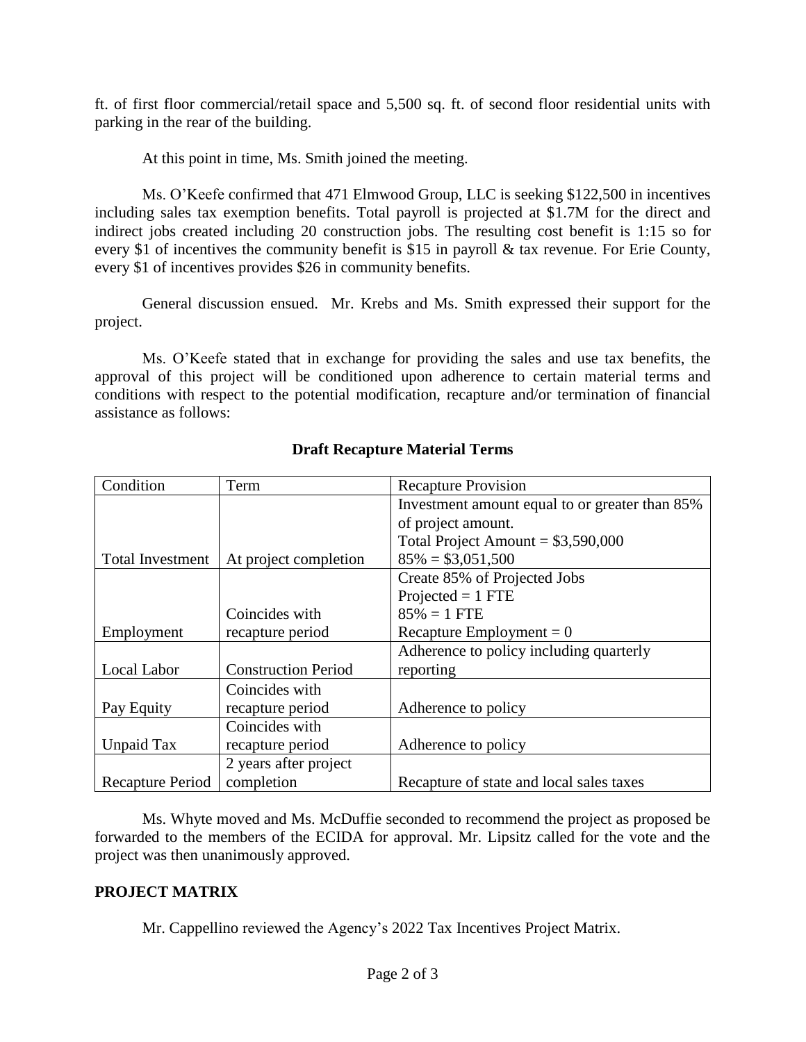ft. of first floor commercial/retail space and 5,500 sq. ft. of second floor residential units with parking in the rear of the building.

At this point in time, Ms. Smith joined the meeting.

Ms. O'Keefe confirmed that 471 Elmwood Group, LLC is seeking $122,500 in incentives including sales tax exemption benefits. Total payroll is projected at $1.7M for the direct and indirect jobs created including 20 construction jobs. The resulting cost benefit is 1:15 so for every $1 of incentives the community benefit is $15 in payroll & tax revenue. For Erie County, every $1 of incentives provides $26 in community benefits.

General discussion ensued. Mr. Krebs and Ms. Smith expressed their support for the project.

Ms. O'Keefe stated that in exchange for providing the sales and use tax benefits, the approval of this project will be conditioned upon adherence to certain material terms and conditions with respect to the potential modification, recapture and/or termination of financial assistance as follows:

**Draft Recapture Material Terms**

| Condition | Term | Recapture Provision |
|---|---|---|
| Total Investment | At project completion | Investment amount equal to or greater than 85% of project amount.<br>Total Project Amount = $3,590,000<br>85% = $3,051,500 |
| Employment | Coincides with recapture period | Create 85% of Projected Jobs<br>Projected = 1 FTE<br>85% = 1 FTE<br>Recapture Employment = 0 |
| Local Labor | Construction Period | Adherence to policy including quarterly reporting |
| Pay Equity | Coincides with recapture period | Adherence to policy |
| Unpaid Tax | Coincides with recapture period | Adherence to policy |
| Recapture Period | 2 years after project completion | Recapture of state and local sales taxes |

Ms. Whyte moved and Ms. McDuffie seconded to recommend the project as proposed be forwarded to the members of the ECIDA for approval. Mr. Lipsitz called for the vote and the project was then unanimously approved.

**PROJECT MATRIX**

Mr. Cappellino reviewed the Agency's 2022 Tax Incentives Project Matrix.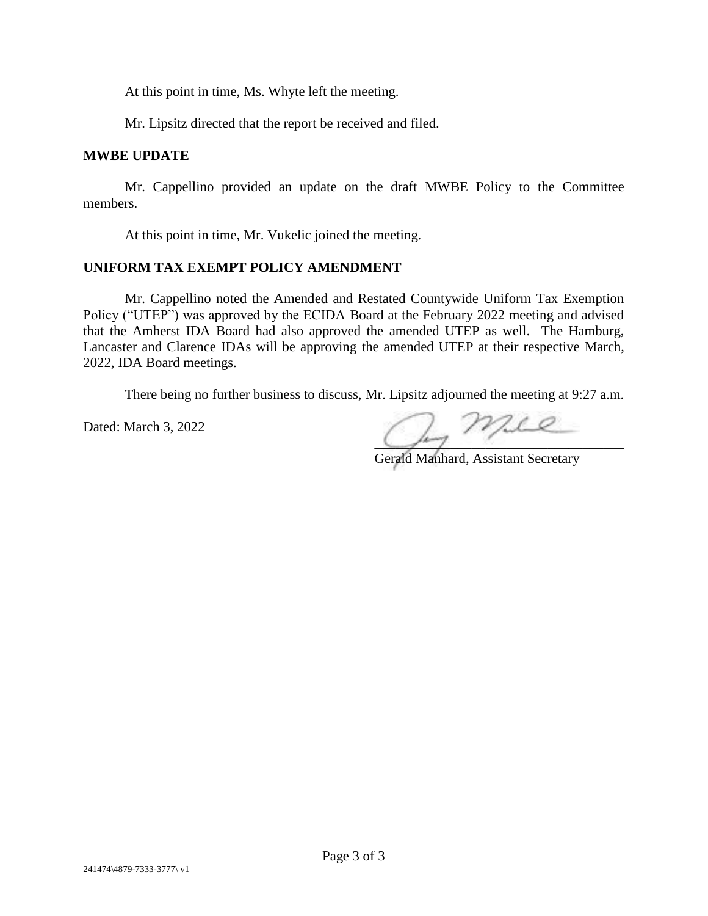At this point in time, Ms. Whyte left the meeting.

Mr. Lipsitz directed that the report be received and filed.

**MWBE UPDATE**

Mr. Cappellino provided an update on the draft MWBE Policy to the Committee members.

At this point in time, Mr. Vukelic joined the meeting.

**UNIFORM TAX EXEMPT POLICY AMENDMENT**

Mr. Cappellino noted the Amended and Restated Countywide Uniform Tax Exemption Policy ("UTEP") was approved by the ECIDA Board at the February 2022 meeting and advised that the Amherst IDA Board had also approved the amended UTEP as well. The Hamburg, Lancaster and Clarence IDAs will be approving the amended UTEP at their respective March, 2022, IDA Board meetings.

There being no further business to discuss, Mr. Lipsitz adjourned the meeting at 9:27 a.m.

Dated: March 3, 2022

\_\_\_\_\_\_\_\_\_\_\_\_\_\_\_\_\_\_\_\_\_\_\_\_\_\_\_\_\_\_\_\_\_\_\_\_

Gerald Manhard, Assistant Secretary

241474\4879-7333-3777\ v1